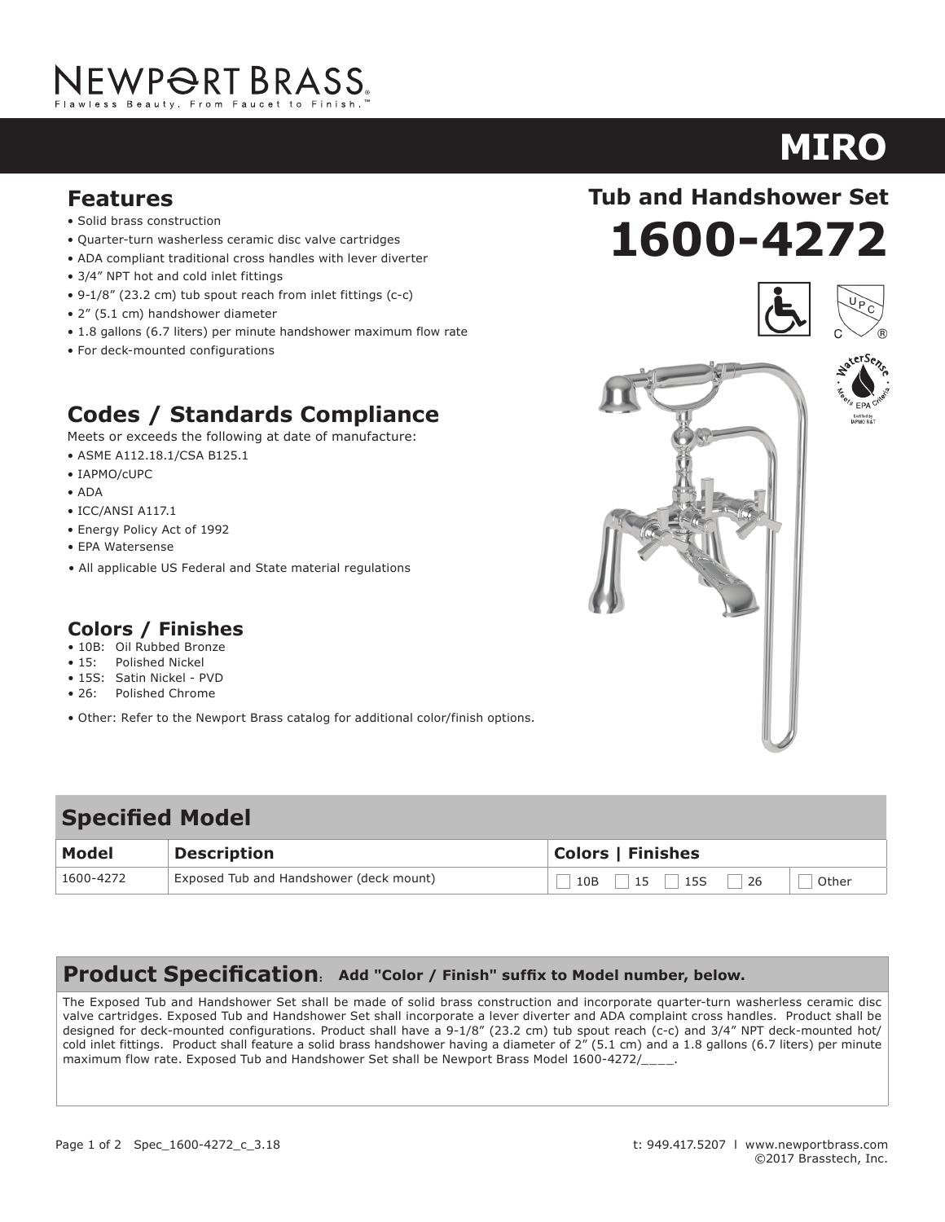NEWPORT BRASS
Flawless Beauty. From Faucet to Finish.™

# MIRO

## Tub and Handshower Set

# 1600-4272

## Features

- Solid brass construction
- Quarter-turn washerless ceramic disc valve cartridges
- ADA compliant traditional cross handles with lever diverter
- 3/4" NPT hot and cold inlet fittings
- 9-1/8" (23.2 cm) tub spout reach from inlet fittings (c-c)
- 2" (5.1 cm) handshower diameter
- 1.8 gallons (6.7 liters) per minute handshower maximum flow rate
- For deck-mounted configurations

## Codes / Standards Compliance

Meets or exceeds the following at date of manufacture:

- ASME A112.18.1/CSA B125.1
- IAPMO/cUPC
- ADA
- ICC/ANSI A117.1
- Energy Policy Act of 1992
- EPA Watersense
- All applicable US Federal and State material regulations

## Colors / Finishes

- 10B: Oil Rubbed Bronze
- 15: Polished Nickel
- 15S: Satin Nickel - PVD
- 26: Polished Chrome

- Other: Refer to the Newport Brass catalog for additional color/finish options.

## Specified Model

| Model | Description | Colors \| Finishes | |
|---|---|---|---|
| 1600-4272 | Exposed Tub and Handshower (deck mount) | ☐ 10B ☐ 15 ☐ 15S ☐ 26 | ☐ Other |

## Product Specification: **Add "Color / Finish" suffix to Model number, below.**

The Exposed Tub and Handshower Set shall be made of solid brass construction and incorporate quarter-turn washerless ceramic disc valve cartridges. Exposed Tub and Handshower Set shall incorporate a lever diverter and ADA complaint cross handles. Product shall be designed for deck-mounted configurations. Product shall have a 9-1/8" (23.2 cm) tub spout reach (c-c) and 3/4" NPT deck-mounted hot/cold inlet fittings. Product shall feature a solid brass handshower having a diameter of 2" (5.1 cm) and a 1.8 gallons (6.7 liters) per minute maximum flow rate. Exposed Tub and Handshower Set shall be Newport Brass Model 1600-4272/____.

Spec_1600-4272_c_3.18

t: 949.417.5207 | www.newportbrass.com
©2017 Brasstech, Inc.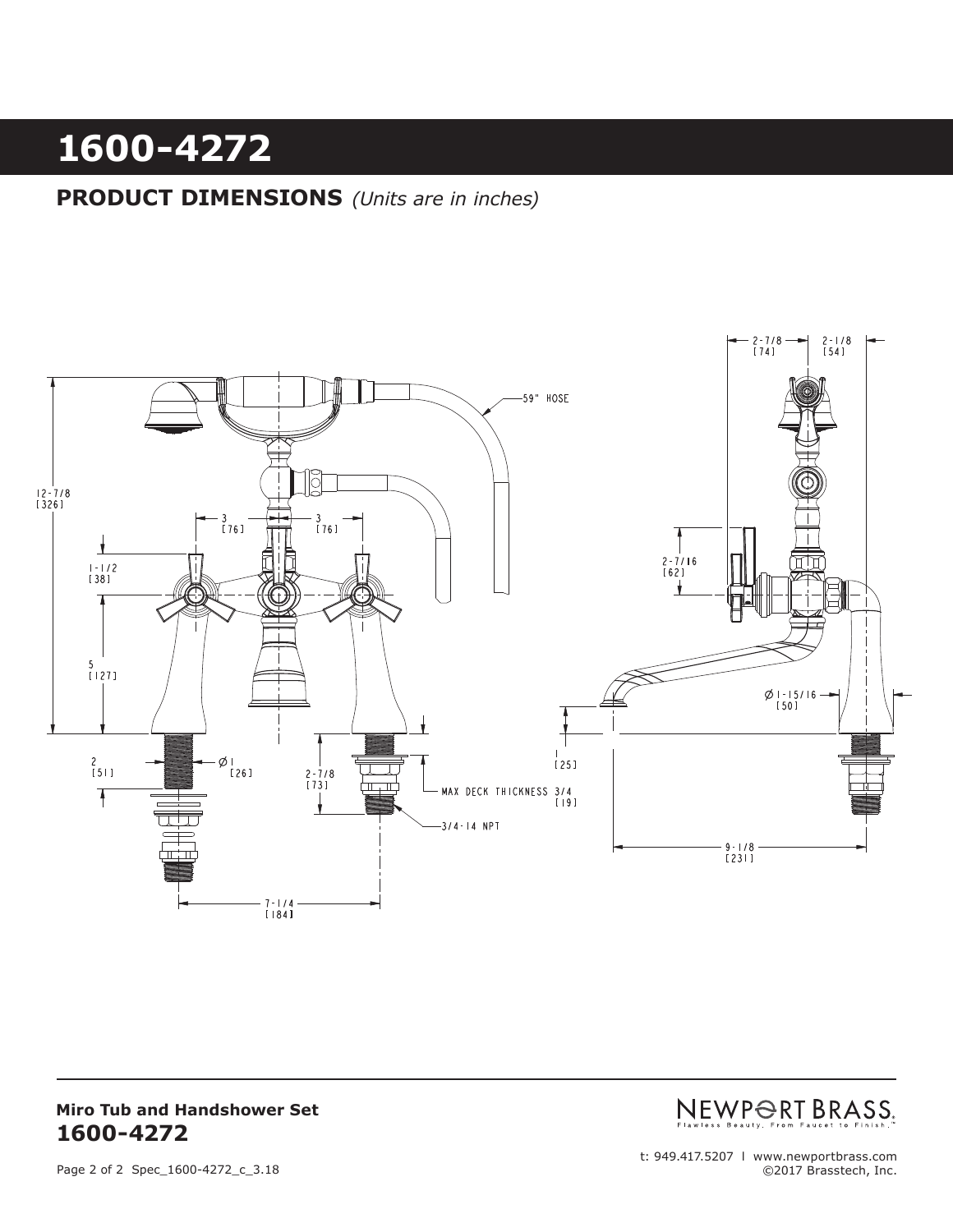# 1600-4272

## PRODUCT DIMENSIONS *(Units are in inches)*

12-7/8
[326]

3
[76]

3
[76]

59" HOSE

1-1/2
[38]

5
[127]

2
[51]

Ø 1
[26]

2-7/8
[73]

MAX DECK THICKNESS 3/4
[19]

3/4-14 NPT

7-1/4
[184]

2-7/8
[74]

2-1/8
[54]

2-7/16
[62]

Ø 1-15/16
[50]

1
[25]

9-1/8
[231]

**Miro Tub and Handshower Set**
**1600-4272**

NEWPORT BRASS.
Flawless Beauty. From Faucet to Finish.™

t: 949.417.5207 l www.newportbrass.com
©2017 Brasstech, Inc.

Spec_1600-4272_c_3.18